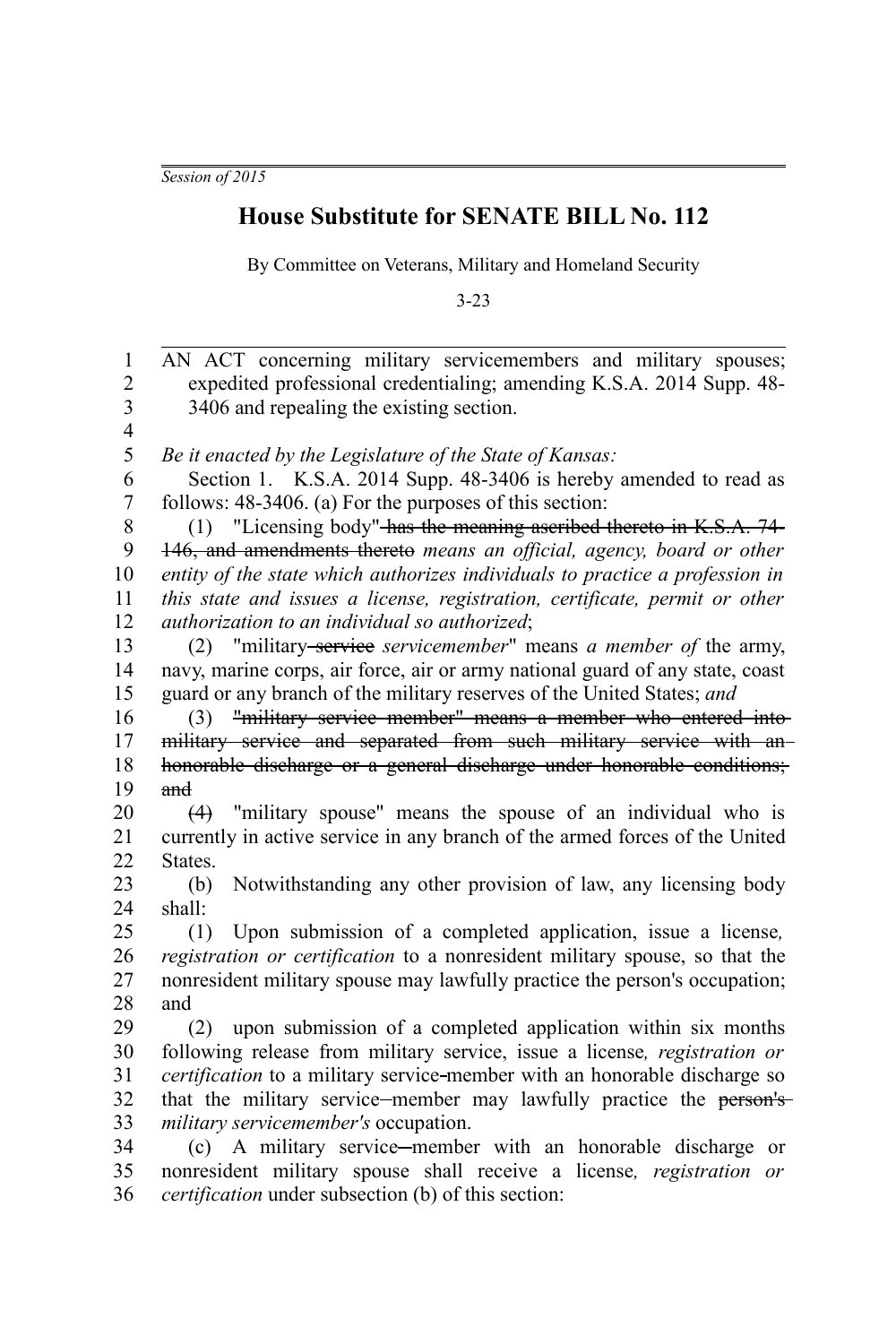*Session of 2015*

# House Substitute for SENATE BILL No. 112

By Committee on Veterans, Military and Homeland Security

3-23

AN ACT concerning military servicemembers and military spouses; expedited professional credentialing; amending K.S.A. 2014 Supp. 48-3406 and repealing the existing section.

*Be it enacted by the Legislature of the State of Kansas:*

Section 1. K.S.A. 2014 Supp. 48-3406 is hereby amended to read as follows: 48-3406. (a) For the purposes of this section:

(1) "Licensing body" ~~has the meaning ascribed thereto in K.S.A. 74-146, and amendments thereto~~ *means an official, agency, board or other entity of the state which authorizes individuals to practice a profession in this state and issues a license, registration, certificate, permit or other authorization to an individual so authorized*;

(2) "military ~~service~~ *servicemember*" means *a member of* the army, navy, marine corps, air force, air or army national guard of any state, coast guard or any branch of the military reserves of the United States; *and*

(3) ~~"military service member" means a member who entered into military service and separated from such military service with an honorable discharge or a general discharge under honorable conditions; and~~

~~(4)~~ "military spouse" means the spouse of an individual who is currently in active service in any branch of the armed forces of the United States.

(b) Notwithstanding any other provision of law, any licensing body shall:

(1) Upon submission of a completed application, issue a license*, registration or certification* to a nonresident military spouse, so that the nonresident military spouse may lawfully practice the person's occupation; and

(2) upon submission of a completed application within six months following release from military service, issue a license*, registration or certification* to a military service-member with an honorable discharge so that the military service-member may lawfully practice the ~~person's~~ *military servicemember's* occupation.

(c) A military service-member with an honorable discharge or nonresident military spouse shall receive a license*, registration or certification* under subsection (b) of this section: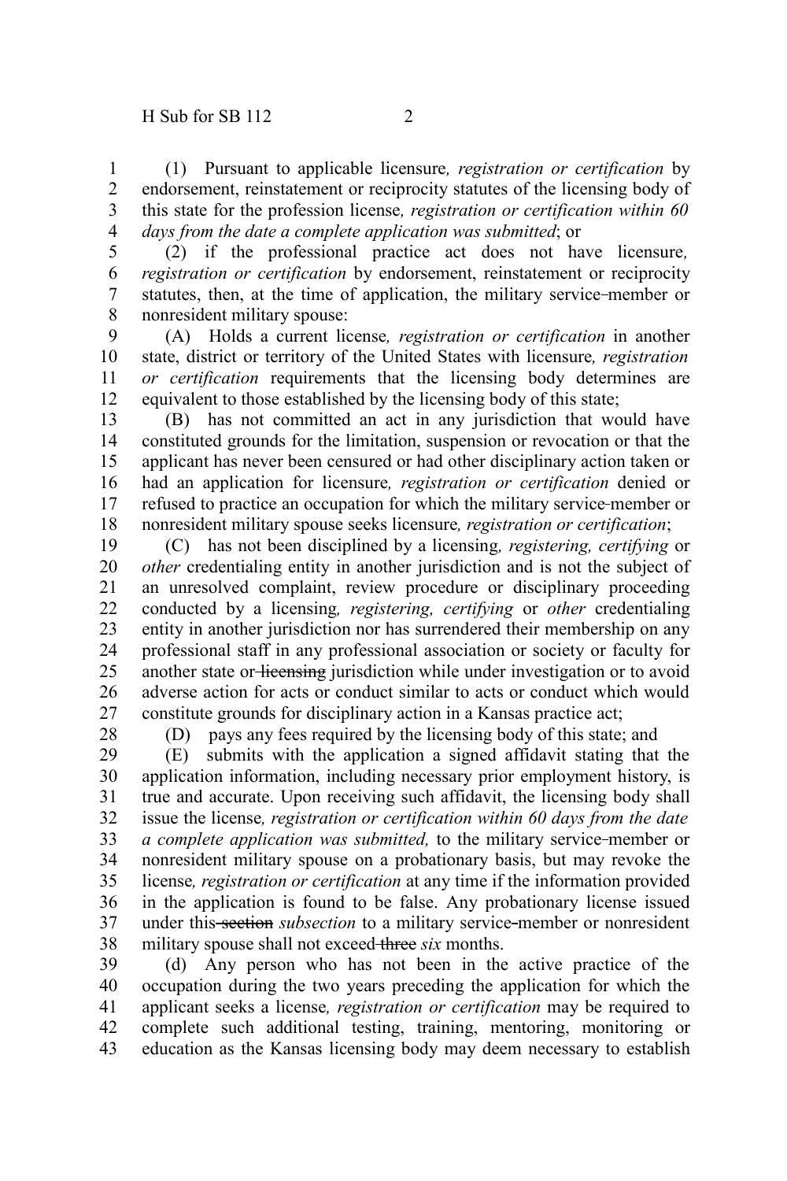(1) Pursuant to applicable licensure*, registration or certification* by endorsement, reinstatement or reciprocity statutes of the licensing body of this state for the profession license*, registration or certification within 60 days from the date a complete application was submitted*; or

(2) if the professional practice act does not have licensure*, registration or certification* by endorsement, reinstatement or reciprocity statutes, then, at the time of application, the military service-member or nonresident military spouse:

(A) Holds a current license*, registration or certification* in another state, district or territory of the United States with licensure*, registration or certification* requirements that the licensing body determines are equivalent to those established by the licensing body of this state;

(B) has not committed an act in any jurisdiction that would have constituted grounds for the limitation, suspension or revocation or that the applicant has never been censured or had other disciplinary action taken or had an application for licensure*, registration or certification* denied or refused to practice an occupation for which the military service-member or nonresident military spouse seeks licensure*, registration or certification*;

(C) has not been disciplined by a licensing*, registering, certifying* or *other* credentialing entity in another jurisdiction and is not the subject of an unresolved complaint, review procedure or disciplinary proceeding conducted by a licensing*, registering, certifying* or *other* credentialing entity in another jurisdiction nor has surrendered their membership on any professional staff in any professional association or society or faculty for another state or ~~licensing~~ jurisdiction while under investigation or to avoid adverse action for acts or conduct similar to acts or conduct which would constitute grounds for disciplinary action in a Kansas practice act;

(D) pays any fees required by the licensing body of this state; and

(E) submits with the application a signed affidavit stating that the application information, including necessary prior employment history, is true and accurate. Upon receiving such affidavit, the licensing body shall issue the license*, registration or certification within 60 days from the date a complete application was submitted,* to the military service-member or nonresident military spouse on a probationary basis, but may revoke the license*, registration or certification* at any time if the information provided in the application is found to be false. Any probationary license issued under this ~~section~~ *subsection* to a military service-member or nonresident military spouse shall not exceed ~~three~~ *six* months.

(d) Any person who has not been in the active practice of the occupation during the two years preceding the application for which the applicant seeks a license*, registration or certification* may be required to complete such additional testing, training, mentoring, monitoring or education as the Kansas licensing body may deem necessary to establish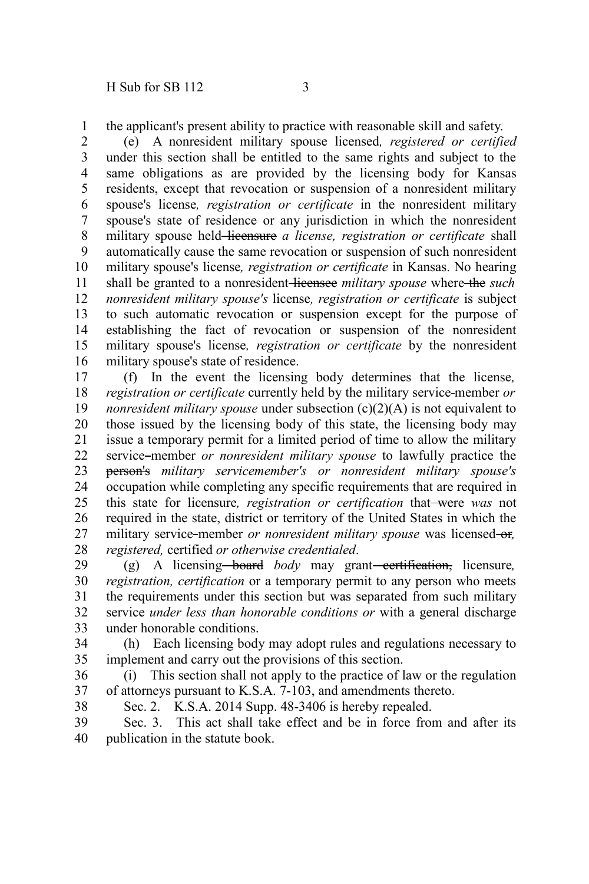the applicant's present ability to practice with reasonable skill and safety.

(e) A nonresident military spouse licensed*, registered or certified* under this section shall be entitled to the same rights and subject to the same obligations as are provided by the licensing body for Kansas residents, except that revocation or suspension of a nonresident military spouse's license*, registration or certificate* in the nonresident military spouse's state of residence or any jurisdiction in which the nonresident military spouse held ~~licensure~~ *a license, registration or certificate* shall automatically cause the same revocation or suspension of such nonresident military spouse's license*, registration or certificate* in Kansas. No hearing shall be granted to a nonresident ~~licensee~~ *military spouse* where ~~the~~ *such nonresident military spouse's* license*, registration or certificate* is subject to such automatic revocation or suspension except for the purpose of establishing the fact of revocation or suspension of the nonresident military spouse's license*, registration or certificate* by the nonresident military spouse's state of residence.

(f) In the event the licensing body determines that the license*, registration or certificate* currently held by the military service-member *or nonresident military spouse* under subsection (c)(2)(A) is not equivalent to those issued by the licensing body of this state, the licensing body may issue a temporary permit for a limited period of time to allow the military service-member *or nonresident military spouse* to lawfully practice the ~~person's~~ *military servicemember's or nonresident military spouse's* occupation while completing any specific requirements that are required in this state for licensure*, registration or certification* that ~~were~~ *was* not required in the state, district or territory of the United States in which the military service-member *or nonresident military spouse* was licensed ~~or~~*, registered,* certified *or otherwise credentialed*.

(g) A licensing ~~board~~ *body* may grant ~~certification,~~ licensure*, registration, certification* or a temporary permit to any person who meets the requirements under this section but was separated from such military service *under less than honorable conditions or* with a general discharge under honorable conditions.

(h) Each licensing body may adopt rules and regulations necessary to implement and carry out the provisions of this section.

(i) This section shall not apply to the practice of law or the regulation of attorneys pursuant to K.S.A. 7-103, and amendments thereto.

Sec. 2. K.S.A. 2014 Supp. 48-3406 is hereby repealed.

Sec. 3. This act shall take effect and be in force from and after its publication in the statute book.